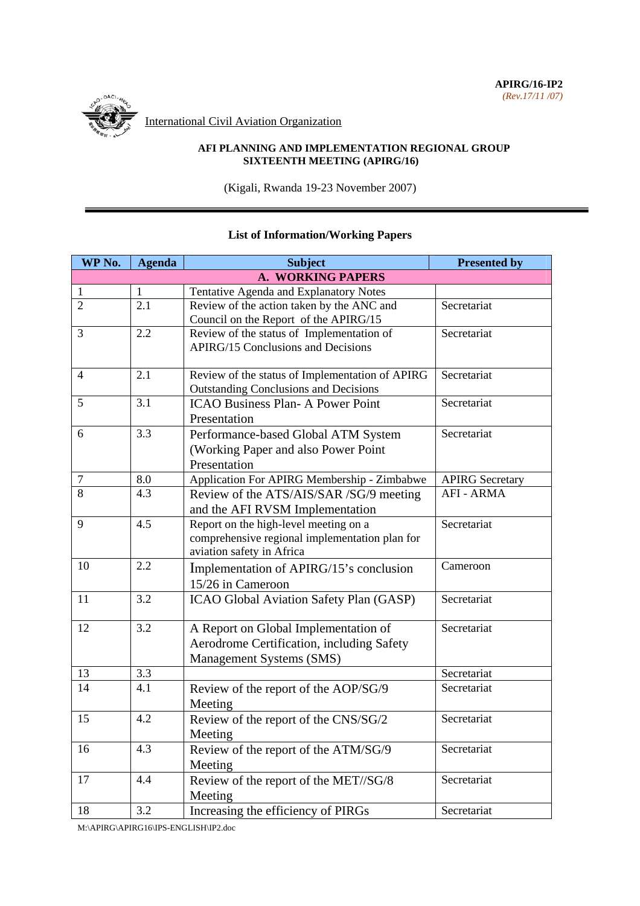**APIRG/16-IP2**
*(Rev.17/11 /07)*

International Civil Aviation Organization

**AFI PLANNING AND IMPLEMENTATION REGIONAL GROUP**
**SIXTEENTH MEETING (APIRG/16)**

(Kigali, Rwanda 19-23 November 2007)

---

**List of Information/Working Papers**

| WP No. | Agenda | Subject | Presented by |
|---|---|---|---|
| | | **A. WORKING PAPERS** | |
| 1 | 1 | Tentative Agenda and Explanatory Notes | |
| 2 | 2.1 | Review of the action taken by the ANC and Council on the Report of the APIRG/15 | Secretariat |
| 3 | 2.2 | Review of the status of Implementation of APIRG/15 Conclusions and Decisions | Secretariat |
| 4 | 2.1 | Review of the status of Implementation of APIRG Outstanding Conclusions and Decisions | Secretariat |
| 5 | 3.1 | ICAO Business Plan- A Power Point Presentation | Secretariat |
| 6 | 3.3 | Performance-based Global ATM System (Working Paper and also Power Point Presentation | Secretariat |
| 7 | 8.0 | Application For APIRG Membership - Zimbabwe | APIRG Secretary |
| 8 | 4.3 | Review of the ATS/AIS/SAR /SG/9 meeting and the AFI RVSM Implementation | AFI - ARMA |
| 9 | 4.5 | Report on the high-level meeting on a comprehensive regional implementation plan for aviation safety in Africa | Secretariat |
| 10 | 2.2 | Implementation of APIRG/15's conclusion 15/26 in Cameroon | Cameroon |
| 11 | 3.2 | ICAO Global Aviation Safety Plan (GASP) | Secretariat |
| 12 | 3.2 | A Report on Global Implementation of Aerodrome Certification, including Safety Management Systems (SMS) | Secretariat |
| 13 | 3.3 | | Secretariat |
| 14 | 4.1 | Review of the report of the AOP/SG/9 Meeting | Secretariat |
| 15 | 4.2 | Review of the report of the CNS/SG/2 Meeting | Secretariat |
| 16 | 4.3 | Review of the report of the ATM/SG/9 Meeting | Secretariat |
| 17 | 4.4 | Review of the report of the MET//SG/8 Meeting | Secretariat |
| 18 | 3.2 | Increasing the efficiency of PIRGs | Secretariat |

M:\APIRG\APIRG16\IPS-ENGLISH\IP2.doc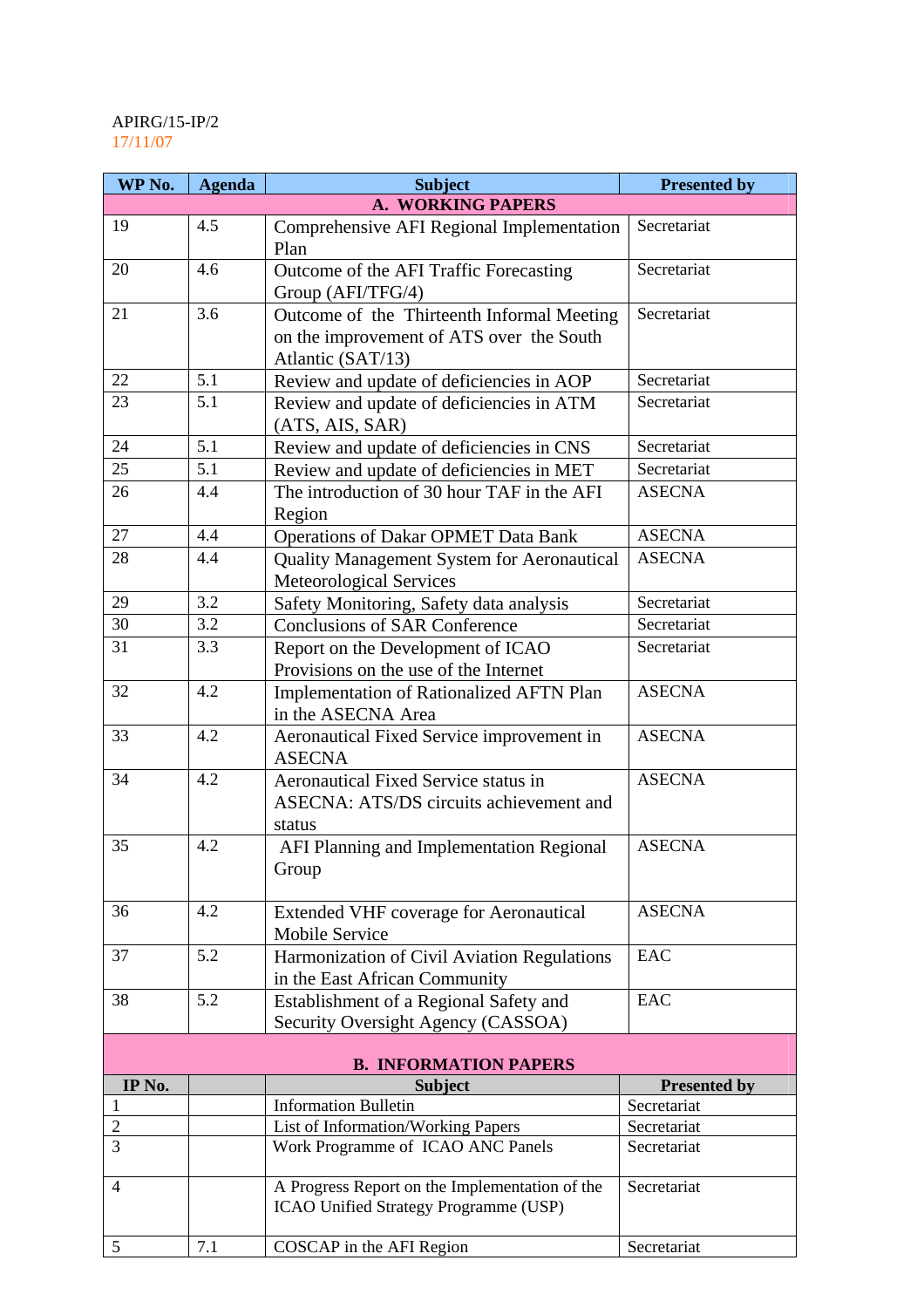APIRG/15-IP/2
17/11/07

| WP No. | Agenda | Subject | Presented by |
|---|---|---|---|
| **A. WORKING PAPERS** | | | |
| 19 | 4.5 | Comprehensive AFI Regional Implementation Plan | Secretariat |
| 20 | 4.6 | Outcome of the AFI Traffic Forecasting Group (AFI/TFG/4) | Secretariat |
| 21 | 3.6 | Outcome of the Thirteenth Informal Meeting on the improvement of ATS over the South Atlantic (SAT/13) | Secretariat |
| 22 | 5.1 | Review and update of deficiencies in AOP | Secretariat |
| 23 | 5.1 | Review and update of deficiencies in ATM (ATS, AIS, SAR) | Secretariat |
| 24 | 5.1 | Review and update of deficiencies in CNS | Secretariat |
| 25 | 5.1 | Review and update of deficiencies in MET | Secretariat |
| 26 | 4.4 | The introduction of 30 hour TAF in the AFI Region | ASECNA |
| 27 | 4.4 | Operations of Dakar OPMET Data Bank | ASECNA |
| 28 | 4.4 | Quality Management System for Aeronautical Meteorological Services | ASECNA |
| 29 | 3.2 | Safety Monitoring, Safety data analysis | Secretariat |
| 30 | 3.2 | Conclusions of SAR Conference | Secretariat |
| 31 | 3.3 | Report on the Development of ICAO Provisions on the use of the Internet | Secretariat |
| 32 | 4.2 | Implementation of Rationalized AFTN Plan in the ASECNA Area | ASECNA |
| 33 | 4.2 | Aeronautical Fixed Service improvement in ASECNA | ASECNA |
| 34 | 4.2 | Aeronautical Fixed Service status in ASECNA: ATS/DS circuits achievement and status | ASECNA |
| 35 | 4.2 | AFI Planning and Implementation Regional Group | ASECNA |
| 36 | 4.2 | Extended VHF coverage for Aeronautical Mobile Service | ASECNA |
| 37 | 5.2 | Harmonization of Civil Aviation Regulations in the East African Community | EAC |
| 38 | 5.2 | Establishment of a Regional Safety and Security Oversight Agency (CASSOA) | EAC |
| **B. INFORMATION PAPERS** | | | |
| **IP No.** | | **Subject** | **Presented by** |
| 1 | | Information Bulletin | Secretariat |
| 2 | | List of Information/Working Papers | Secretariat |
| 3 | | Work Programme of ICAO ANC Panels | Secretariat |
| 4 | | A Progress Report on the Implementation of the ICAO Unified Strategy Programme (USP) | Secretariat |
| 5 | 7.1 | COSCAP in the AFI Region | Secretariat |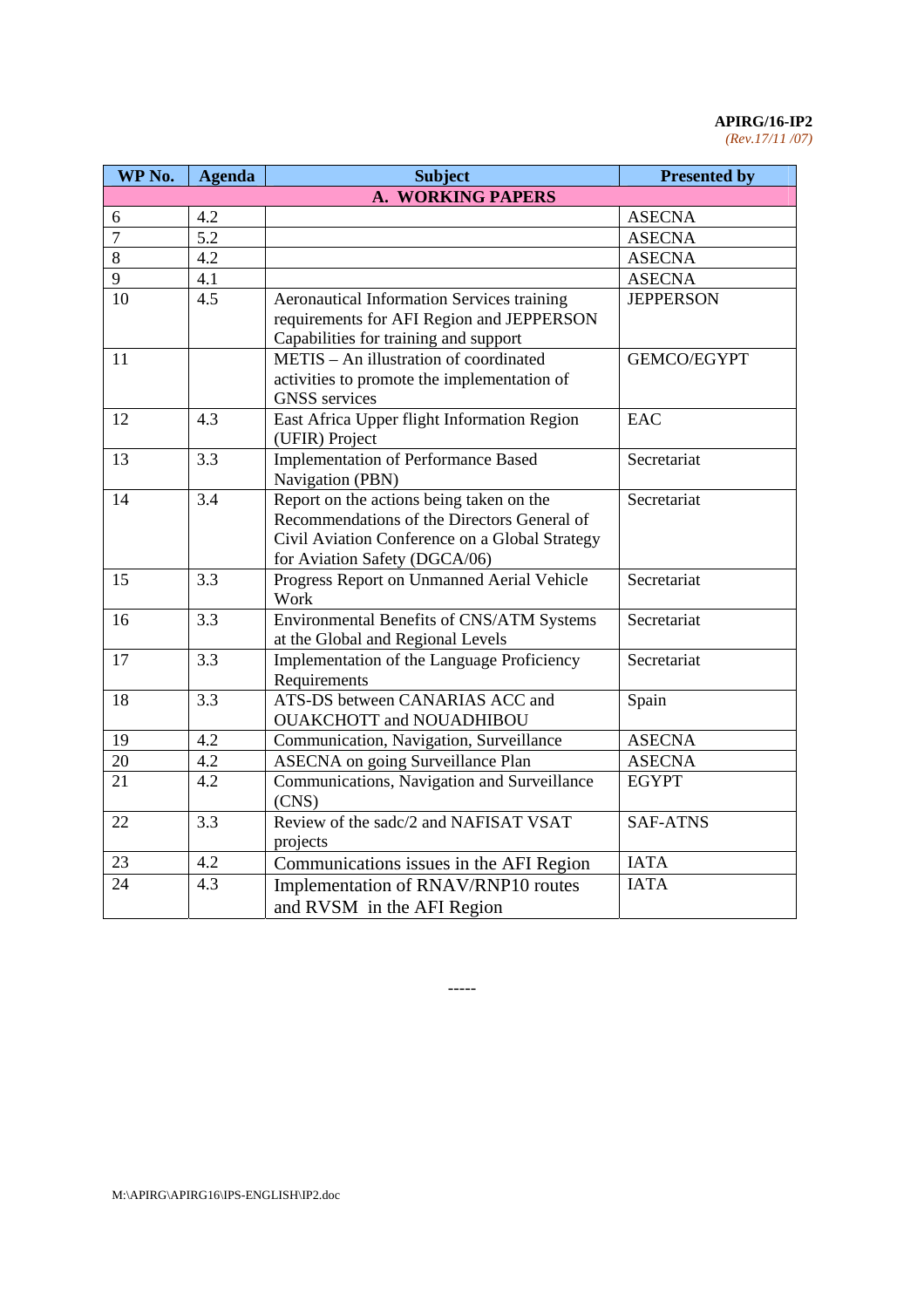**APIRG/16-IP2**
*(Rev.17/11 /07)*

| WP No. | Agenda | Subject | Presented by |
|---|---|---|---|
| **A. WORKING PAPERS** | | | |
| 6 | 4.2 | | ASECNA |
| 7 | 5.2 | | ASECNA |
| 8 | 4.2 | | ASECNA |
| 9 | 4.1 | | ASECNA |
| 10 | 4.5 | Aeronautical Information Services training requirements for AFI Region and JEPPERSON Capabilities for training and support | JEPPERSON |
| 11 | | METIS – An illustration of coordinated activities to promote the implementation of GNSS services | GEMCO/EGYPT |
| 12 | 4.3 | East Africa Upper flight Information Region (UFIR) Project | EAC |
| 13 | 3.3 | Implementation of Performance Based Navigation (PBN) | Secretariat |
| 14 | 3.4 | Report on the actions being taken on the Recommendations of the Directors General of Civil Aviation Conference on a Global Strategy for Aviation Safety (DGCA/06) | Secretariat |
| 15 | 3.3 | Progress Report on Unmanned Aerial Vehicle Work | Secretariat |
| 16 | 3.3 | Environmental Benefits of CNS/ATM Systems at the Global and Regional Levels | Secretariat |
| 17 | 3.3 | Implementation of the Language Proficiency Requirements | Secretariat |
| 18 | 3.3 | ATS-DS between CANARIAS ACC and OUAKCHOTT and NOUADHIBOU | Spain |
| 19 | 4.2 | Communication, Navigation, Surveillance | ASECNA |
| 20 | 4.2 | ASECNA on going Surveillance Plan | ASECNA |
| 21 | 4.2 | Communications, Navigation and Surveillance (CNS) | EGYPT |
| 22 | 3.3 | Review of the sadc/2 and NAFISAT VSAT projects | SAF-ATNS |
| 23 | 4.2 | Communications issues in the AFI Region | IATA |
| 24 | 4.3 | Implementation of RNAV/RNP10 routes and RVSM in the AFI Region | IATA |

-----